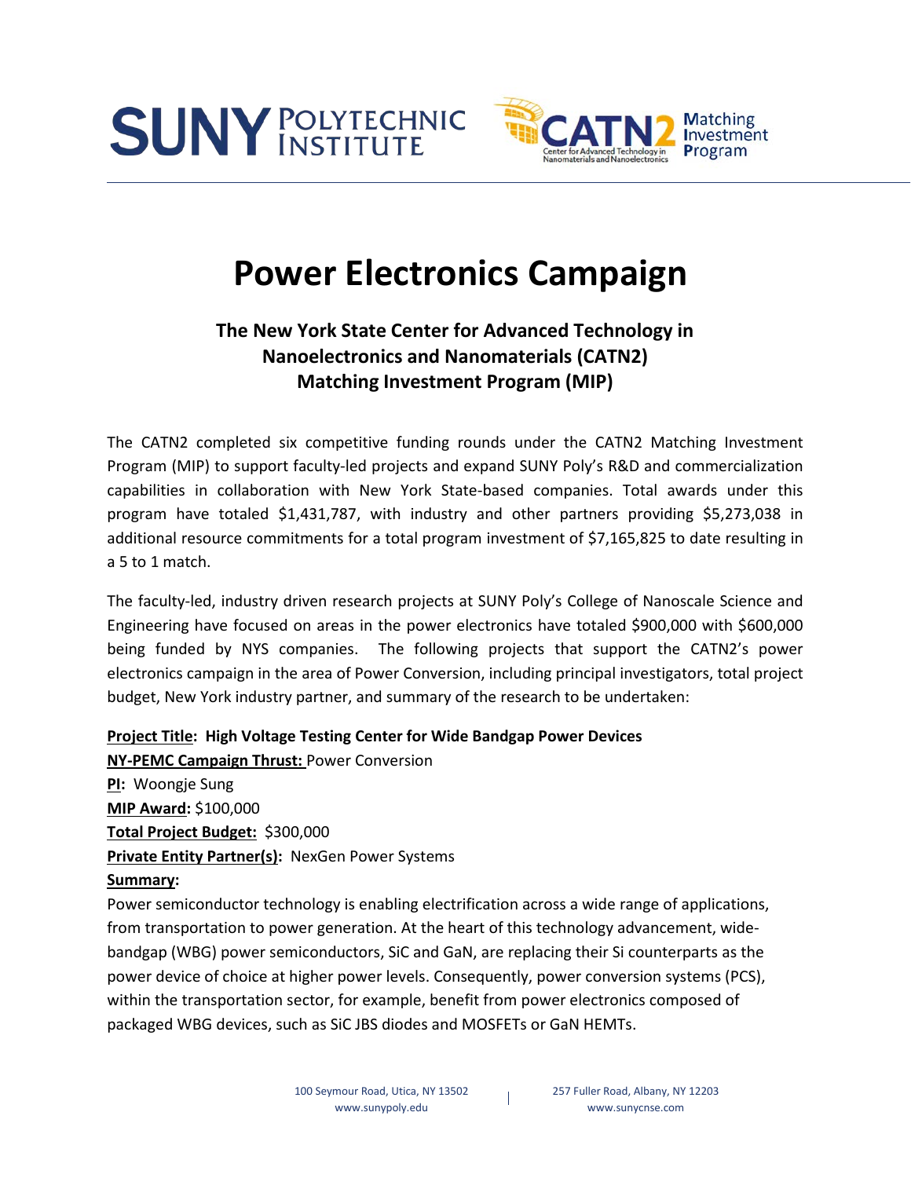SUNY POLYTECHNIC INSTITUTE

CATN2 Matching Investment Program

Center for Advanced Technology in Nanomaterials and Nanoelectronics

# Power Electronics Campaign

## The New York State Center for Advanced Technology in Nanoelectronics and Nanomaterials (CATN2) Matching Investment Program (MIP)

The CATN2 completed six competitive funding rounds under the CATN2 Matching Investment Program (MIP) to support faculty-led projects and expand SUNY Poly's R&D and commercialization capabilities in collaboration with New York State-based companies. Total awards under this program have totaled $1,431,787, with industry and other partners providing $5,273,038 in additional resource commitments for a total program investment of $7,165,825 to date resulting in a 5 to 1 match.

The faculty-led, industry driven research projects at SUNY Poly's College of Nanoscale Science and Engineering have focused on areas in the power electronics have totaled $900,000 with $600,000 being funded by NYS companies. The following projects that support the CATN2's power electronics campaign in the area of Power Conversion, including principal investigators, total project budget, New York industry partner, and summary of the research to be undertaken:

**Project Title: High Voltage Testing Center for Wide Bandgap Power Devices**
**NY-PEMC Campaign Thrust:** Power Conversion
**PI:** Woongje Sung
**MIP Award:** $100,000
**Total Project Budget:** $300,000
**Private Entity Partner(s):** NexGen Power Systems
**Summary:**
Power semiconductor technology is enabling electrification across a wide range of applications, from transportation to power generation. At the heart of this technology advancement, wide-bandgap (WBG) power semiconductors, SiC and GaN, are replacing their Si counterparts as the power device of choice at higher power levels. Consequently, power conversion systems (PCS), within the transportation sector, for example, benefit from power electronics composed of packaged WBG devices, such as SiC JBS diodes and MOSFETs or GaN HEMTs.

100 Seymour Road, Utica, NY 13502
www.sunypoly.edu

257 Fuller Road, Albany, NY 12203
www.sunycnse.com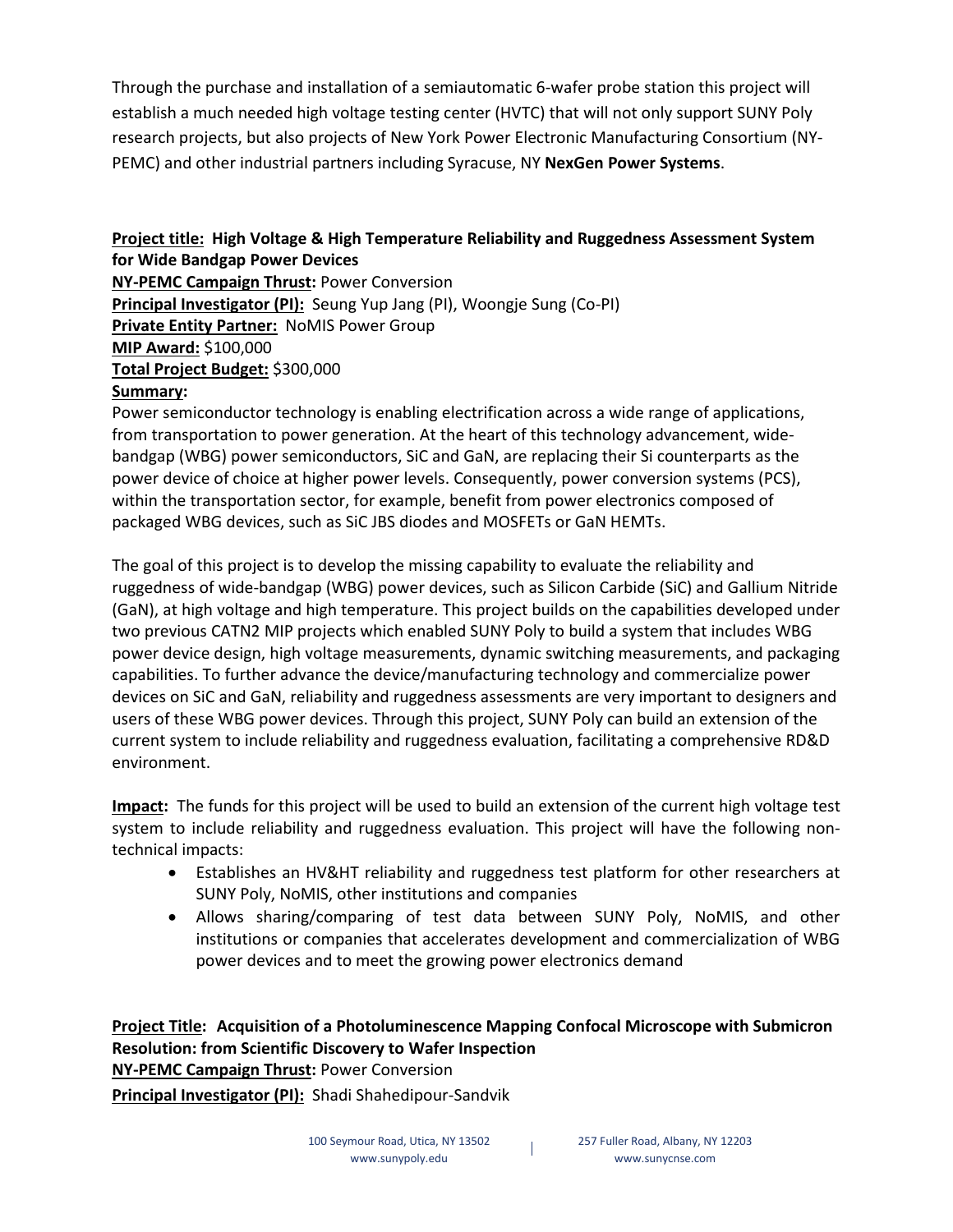Through the purchase and installation of a semiautomatic 6-wafer probe station this project will establish a much needed high voltage testing center (HVTC) that will not only support SUNY Poly research projects, but also projects of New York Power Electronic Manufacturing Consortium (NY-PEMC) and other industrial partners including Syracuse, NY **NexGen Power Systems**.

**Project title: High Voltage & High Temperature Reliability and Ruggedness Assessment System for Wide Bandgap Power Devices**
**NY-PEMC Campaign Thrust:** Power Conversion
**Principal Investigator (PI):** Seung Yup Jang (PI), Woongje Sung (Co-PI)
**Private Entity Partner:** NoMIS Power Group
**MIP Award:** $100,000
**Total Project Budget:** $300,000
**Summary:**
Power semiconductor technology is enabling electrification across a wide range of applications, from transportation to power generation. At the heart of this technology advancement, wide-bandgap (WBG) power semiconductors, SiC and GaN, are replacing their Si counterparts as the power device of choice at higher power levels. Consequently, power conversion systems (PCS), within the transportation sector, for example, benefit from power electronics composed of packaged WBG devices, such as SiC JBS diodes and MOSFETs or GaN HEMTs.

The goal of this project is to develop the missing capability to evaluate the reliability and ruggedness of wide-bandgap (WBG) power devices, such as Silicon Carbide (SiC) and Gallium Nitride (GaN), at high voltage and high temperature. This project builds on the capabilities developed under two previous CATN2 MIP projects which enabled SUNY Poly to build a system that includes WBG power device design, high voltage measurements, dynamic switching measurements, and packaging capabilities. To further advance the device/manufacturing technology and commercialize power devices on SiC and GaN, reliability and ruggedness assessments are very important to designers and users of these WBG power devices. Through this project, SUNY Poly can build an extension of the current system to include reliability and ruggedness evaluation, facilitating a comprehensive RD&D environment.

**Impact:** The funds for this project will be used to build an extension of the current high voltage test system to include reliability and ruggedness evaluation. This project will have the following non-technical impacts:

- Establishes an HV&HT reliability and ruggedness test platform for other researchers at SUNY Poly, NoMIS, other institutions and companies
- Allows sharing/comparing of test data between SUNY Poly, NoMIS, and other institutions or companies that accelerates development and commercialization of WBG power devices and to meet the growing power electronics demand

**Project Title: Acquisition of a Photoluminescence Mapping Confocal Microscope with Submicron Resolution: from Scientific Discovery to Wafer Inspection**
**NY-PEMC Campaign Thrust:** Power Conversion
**Principal Investigator (PI):** Shadi Shahedipour-Sandvik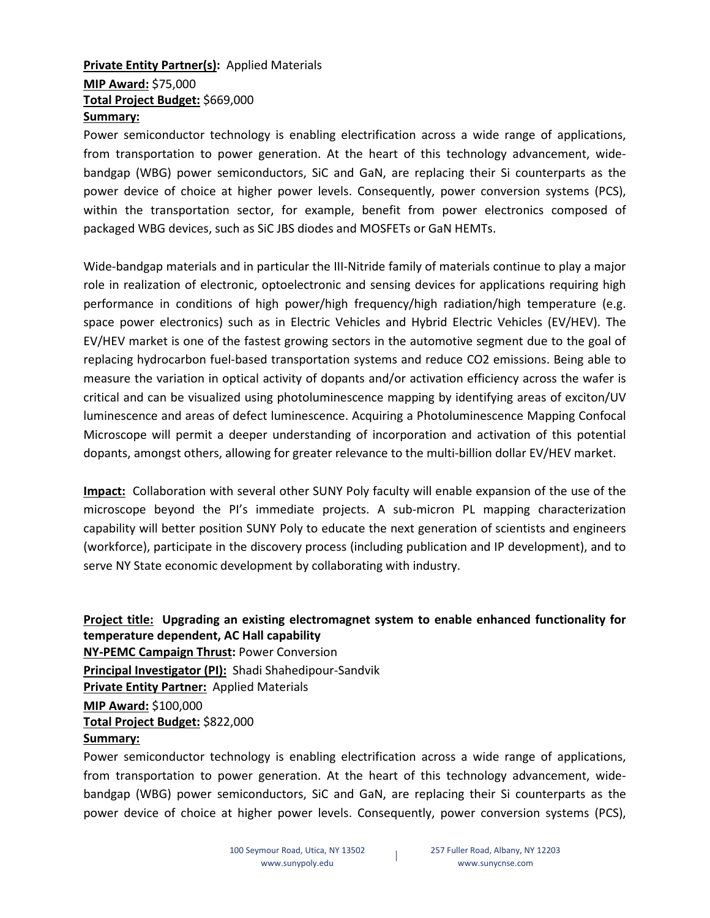**Private Entity Partner(s):** Applied Materials
**MIP Award:** $75,000
**Total Project Budget:** $669,000
**Summary:**

Power semiconductor technology is enabling electrification across a wide range of applications, from transportation to power generation. At the heart of this technology advancement, wide-bandgap (WBG) power semiconductors, SiC and GaN, are replacing their Si counterparts as the power device of choice at higher power levels. Consequently, power conversion systems (PCS), within the transportation sector, for example, benefit from power electronics composed of packaged WBG devices, such as SiC JBS diodes and MOSFETs or GaN HEMTs.

Wide-bandgap materials and in particular the III-Nitride family of materials continue to play a major role in realization of electronic, optoelectronic and sensing devices for applications requiring high performance in conditions of high power/high frequency/high radiation/high temperature (e.g. space power electronics) such as in Electric Vehicles and Hybrid Electric Vehicles (EV/HEV). The EV/HEV market is one of the fastest growing sectors in the automotive segment due to the goal of replacing hydrocarbon fuel-based transportation systems and reduce CO2 emissions. Being able to measure the variation in optical activity of dopants and/or activation efficiency across the wafer is critical and can be visualized using photoluminescence mapping by identifying areas of exciton/UV luminescence and areas of defect luminescence. Acquiring a Photoluminescence Mapping Confocal Microscope will permit a deeper understanding of incorporation and activation of this potential dopants, amongst others, allowing for greater relevance to the multi-billion dollar EV/HEV market.

**Impact:** Collaboration with several other SUNY Poly faculty will enable expansion of the use of the microscope beyond the PI's immediate projects. A sub-micron PL mapping characterization capability will better position SUNY Poly to educate the next generation of scientists and engineers (workforce), participate in the discovery process (including publication and IP development), and to serve NY State economic development by collaborating with industry.

**Project title: Upgrading an existing electromagnet system to enable enhanced functionality for temperature dependent, AC Hall capability**
**NY-PEMC Campaign Thrust:** Power Conversion
**Principal Investigator (PI):** Shadi Shahedipour-Sandvik
**Private Entity Partner:** Applied Materials
**MIP Award:** $100,000
**Total Project Budget:** $822,000
**Summary:**

Power semiconductor technology is enabling electrification across a wide range of applications, from transportation to power generation. At the heart of this technology advancement, wide-bandgap (WBG) power semiconductors, SiC and GaN, are replacing their Si counterparts as the power device of choice at higher power levels. Consequently, power conversion systems (PCS),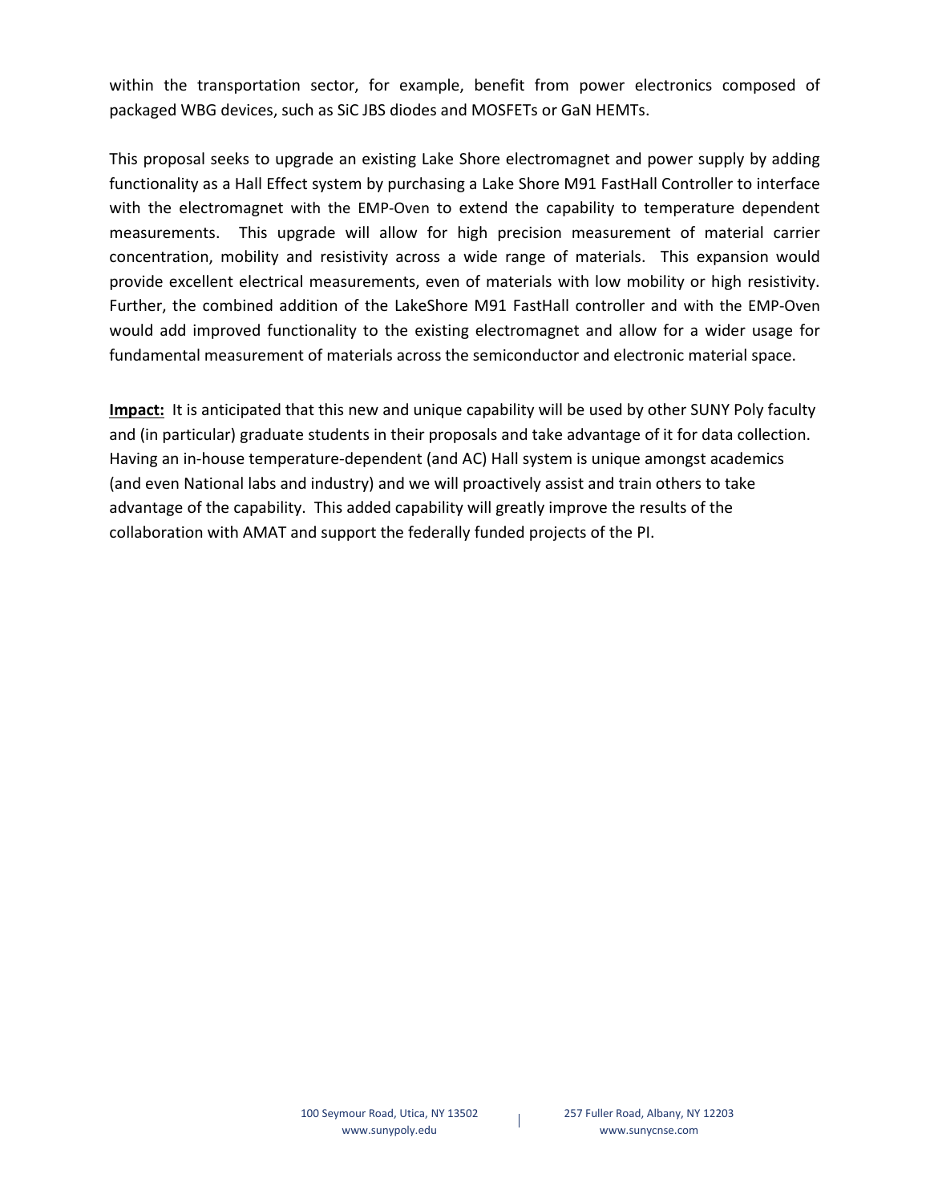within the transportation sector, for example, benefit from power electronics composed of packaged WBG devices, such as SiC JBS diodes and MOSFETs or GaN HEMTs.

This proposal seeks to upgrade an existing Lake Shore electromagnet and power supply by adding functionality as a Hall Effect system by purchasing a Lake Shore M91 FastHall Controller to interface with the electromagnet with the EMP-Oven to extend the capability to temperature dependent measurements. This upgrade will allow for high precision measurement of material carrier concentration, mobility and resistivity across a wide range of materials. This expansion would provide excellent electrical measurements, even of materials with low mobility or high resistivity. Further, the combined addition of the LakeShore M91 FastHall controller and with the EMP-Oven would add improved functionality to the existing electromagnet and allow for a wider usage for fundamental measurement of materials across the semiconductor and electronic material space.

**Impact:** It is anticipated that this new and unique capability will be used by other SUNY Poly faculty and (in particular) graduate students in their proposals and take advantage of it for data collection. Having an in-house temperature-dependent (and AC) Hall system is unique amongst academics (and even National labs and industry) and we will proactively assist and train others to take advantage of the capability. This added capability will greatly improve the results of the collaboration with AMAT and support the federally funded projects of the PI.